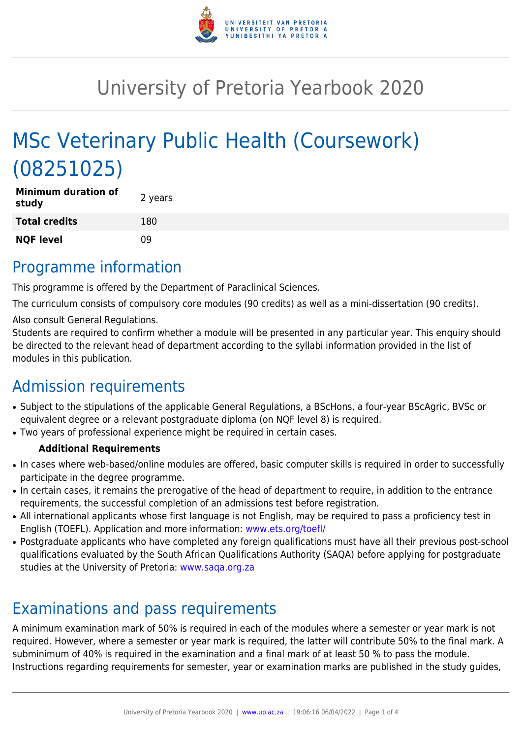# University of Pretoria Yearbook 2020

# MSc Veterinary Public Health (Coursework) (08251025)

| Minimum duration of study | 2 years |
|---|---|
| **Total credits** | 180 |
| **NQF level** | 09 |

## Programme information

This programme is offered by the Department of Paraclinical Sciences.

The curriculum consists of compulsory core modules (90 credits) as well as a mini-dissertation (90 credits).

Also consult General Regulations.
Students are required to confirm whether a module will be presented in any particular year. This enquiry should be directed to the relevant head of department according to the syllabi information provided in the list of modules in this publication.

## Admission requirements

- Subject to the stipulations of the applicable General Regulations, a BScHons, a four-year BScAgric, BVSc or equivalent degree or a relevant postgraduate diploma (on NQF level 8) is required.
- Two years of professional experience might be required in certain cases.

**Additional Requirements**

- In cases where web-based/online modules are offered, basic computer skills is required in order to successfully participate in the degree programme.
- In certain cases, it remains the prerogative of the head of department to require, in addition to the entrance requirements, the successful completion of an admissions test before registration.
- All international applicants whose first language is not English, may be required to pass a proficiency test in English (TOEFL). Application and more information: www.ets.org/toefl/
- Postgraduate applicants who have completed any foreign qualifications must have all their previous post-school qualifications evaluated by the South African Qualifications Authority (SAQA) before applying for postgraduate studies at the University of Pretoria: www.saqa.org.za

## Examinations and pass requirements

A minimum examination mark of 50% is required in each of the modules where a semester or year mark is not required. However, where a semester or year mark is required, the latter will contribute 50% to the final mark. A subminimum of 40% is required in the examination and a final mark of at least 50 % to pass the module. Instructions regarding requirements for semester, year or examination marks are published in the study guides,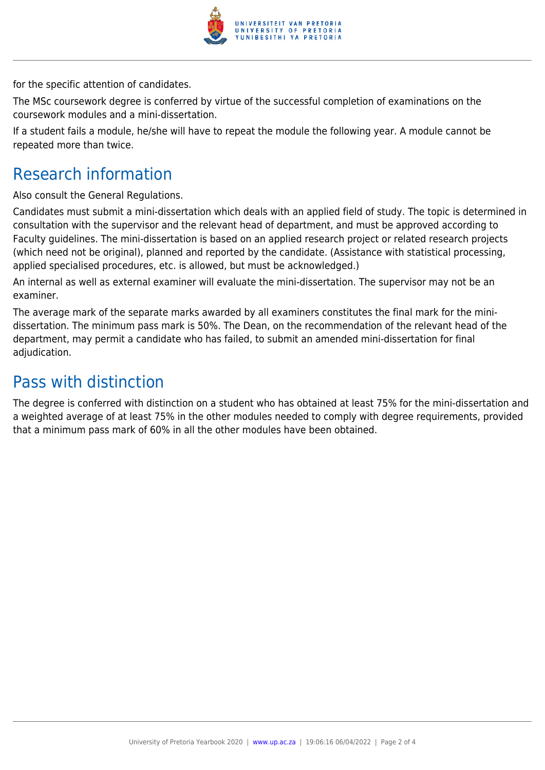for the specific attention of candidates.

The MSc coursework degree is conferred by virtue of the successful completion of examinations on the coursework modules and a mini-dissertation.

If a student fails a module, he/she will have to repeat the module the following year. A module cannot be repeated more than twice.

## Research information

Also consult the General Regulations.

Candidates must submit a mini-dissertation which deals with an applied field of study. The topic is determined in consultation with the supervisor and the relevant head of department, and must be approved according to Faculty guidelines. The mini-dissertation is based on an applied research project or related research projects (which need not be original), planned and reported by the candidate. (Assistance with statistical processing, applied specialised procedures, etc. is allowed, but must be acknowledged.)

An internal as well as external examiner will evaluate the mini-dissertation. The supervisor may not be an examiner.

The average mark of the separate marks awarded by all examiners constitutes the final mark for the mini-dissertation. The minimum pass mark is 50%. The Dean, on the recommendation of the relevant head of the department, may permit a candidate who has failed, to submit an amended mini-dissertation for final adjudication.

## Pass with distinction

The degree is conferred with distinction on a student who has obtained at least 75% for the mini-dissertation and a weighted average of at least 75% in the other modules needed to comply with degree requirements, provided that a minimum pass mark of 60% in all the other modules have been obtained.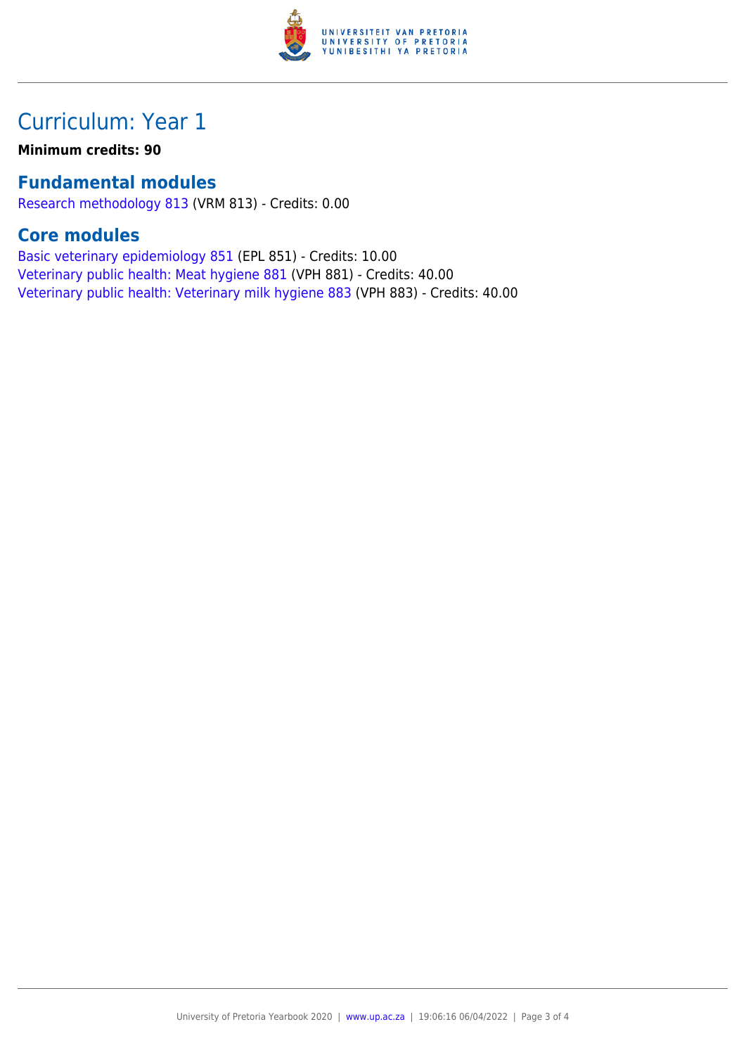# Curriculum: Year 1

**Minimum credits: 90**

## Fundamental modules

Research methodology 813 (VRM 813) - Credits: 0.00

## Core modules

Basic veterinary epidemiology 851 (EPL 851) - Credits: 10.00
Veterinary public health: Meat hygiene 881 (VPH 881) - Credits: 40.00
Veterinary public health: Veterinary milk hygiene 883 (VPH 883) - Credits: 40.00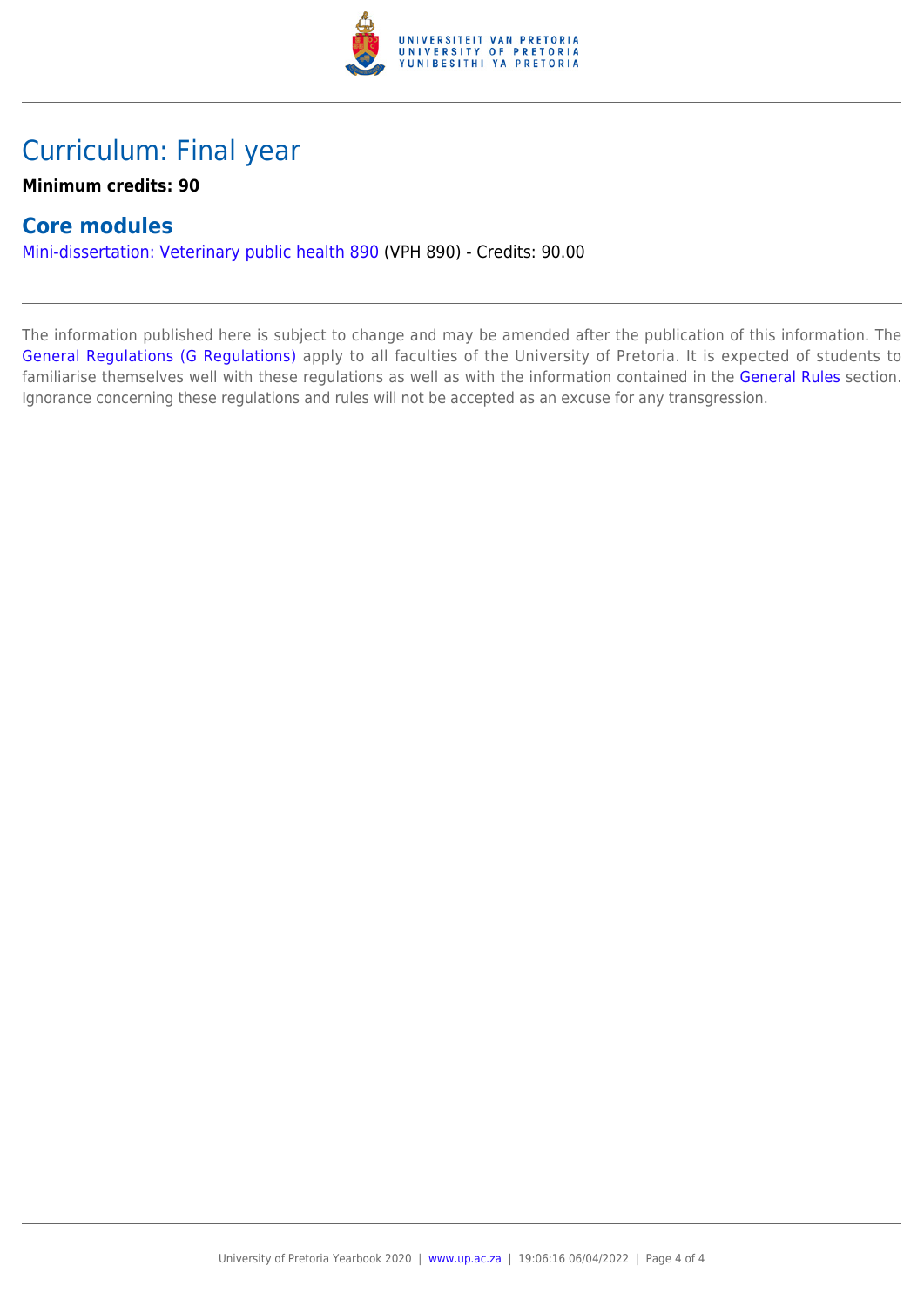# Curriculum: Final year

**Minimum credits: 90**

## Core modules

Mini-dissertation: Veterinary public health 890 (VPH 890) - Credits: 90.00

The information published here is subject to change and may be amended after the publication of this information. The General Regulations (G Regulations) apply to all faculties of the University of Pretoria. It is expected of students to familiarise themselves well with these regulations as well as with the information contained in the General Rules section. Ignorance concerning these regulations and rules will not be accepted as an excuse for any transgression.